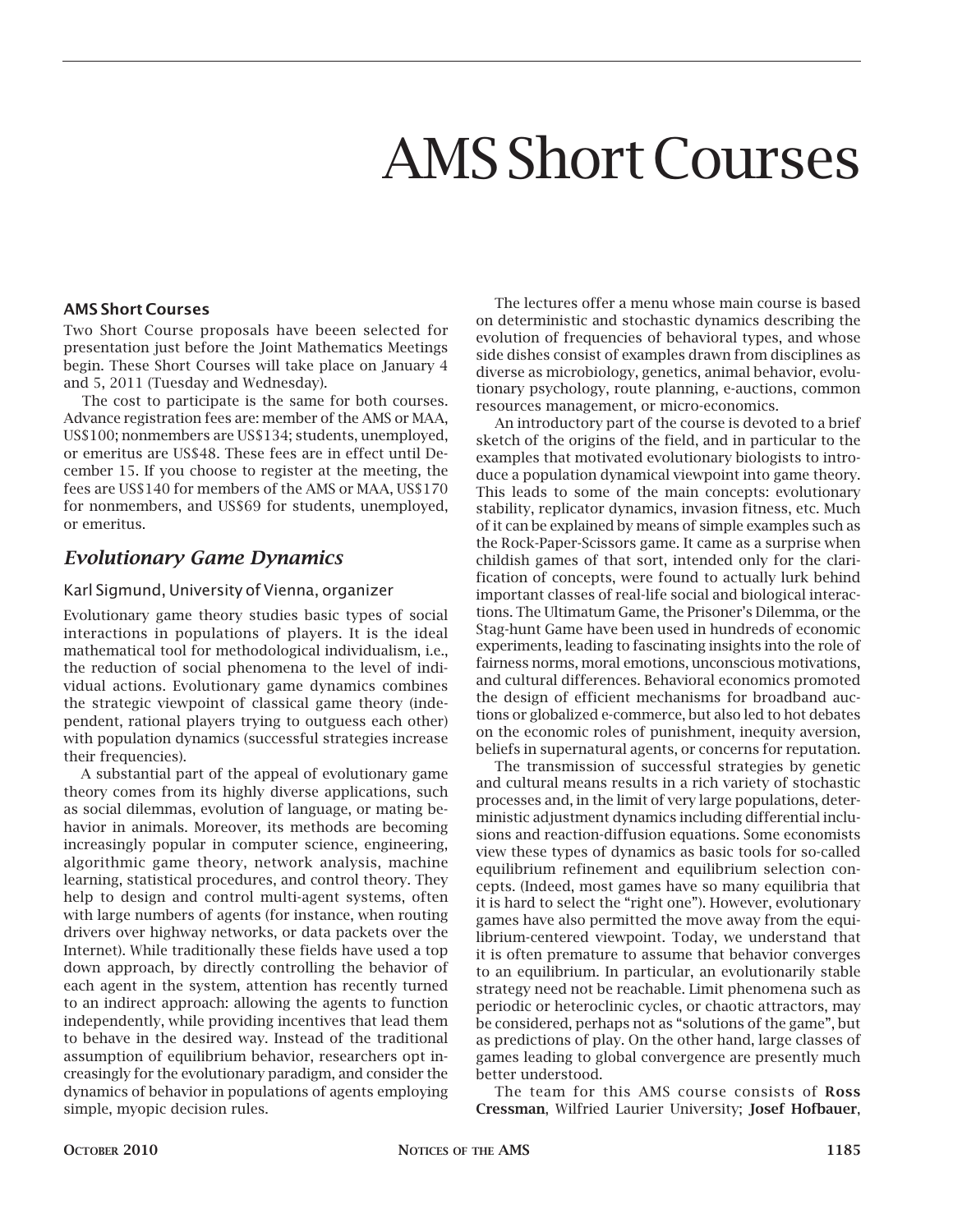# AMS Short Courses

### AMS Short Courses

Two Short Course proposals have beeen selected for presentation just before the Joint Mathematics Meetings begin. These Short Courses will take place on January 4 and 5, 2011 (Tuesday and Wednesday).

The cost to participate is the same for both courses. Advance registration fees are: member of the AMS or MAA, US$100; nonmembers are US$134; students, unemployed, or emeritus are US$48. These fees are in effect until December 15. If you choose to register at the meeting, the fees are US$140 for members of the AMS or MAA, US$170 for nonmembers, and US$69 for students, unemployed, or emeritus.

## *Evolutionary Game Dynamics*

Karl Sigmund, University of Vienna, organizer

Evolutionary game theory studies basic types of social interactions in populations of players. It is the ideal mathematical tool for methodological individualism, i.e., the reduction of social phenomena to the level of individual actions. Evolutionary game dynamics combines the strategic viewpoint of classical game theory (independent, rational players trying to outguess each other) with population dynamics (successful strategies increase their frequencies).

A substantial part of the appeal of evolutionary game theory comes from its highly diverse applications, such as social dilemmas, evolution of language, or mating behavior in animals. Moreover, its methods are becoming increasingly popular in computer science, engineering, algorithmic game theory, network analysis, machine learning, statistical procedures, and control theory. They help to design and control multi-agent systems, often with large numbers of agents (for instance, when routing drivers over highway networks, or data packets over the Internet). While traditionally these fields have used a top down approach, by directly controlling the behavior of each agent in the system, attention has recently turned to an indirect approach: allowing the agents to function independently, while providing incentives that lead them to behave in the desired way. Instead of the traditional assumption of equilibrium behavior, researchers opt increasingly for the evolutionary paradigm, and consider the dynamics of behavior in populations of agents employing simple, myopic decision rules.

The lectures offer a menu whose main course is based on deterministic and stochastic dynamics describing the evolution of frequencies of behavioral types, and whose side dishes consist of examples drawn from disciplines as diverse as microbiology, genetics, animal behavior, evolutionary psychology, route planning, e-auctions, common resources management, or micro-economics.

An introductory part of the course is devoted to a brief sketch of the origins of the field, and in particular to the examples that motivated evolutionary biologists to introduce a population dynamical viewpoint into game theory. This leads to some of the main concepts: evolutionary stability, replicator dynamics, invasion fitness, etc. Much of it can be explained by means of simple examples such as the Rock-Paper-Scissors game. It came as a surprise when childish games of that sort, intended only for the clarification of concepts, were found to actually lurk behind important classes of real-life social and biological interactions. The Ultimatum Game, the Prisoner's Dilemma, or the Stag-hunt Game have been used in hundreds of economic experiments, leading to fascinating insights into the role of fairness norms, moral emotions, unconscious motivations, and cultural differences. Behavioral economics promoted the design of efficient mechanisms for broadband auctions or globalized e-commerce, but also led to hot debates on the economic roles of punishment, inequity aversion, beliefs in supernatural agents, or concerns for reputation.

The transmission of successful strategies by genetic and cultural means results in a rich variety of stochastic processes and, in the limit of very large populations, deterministic adjustment dynamics including differential inclusions and reaction-diffusion equations. Some economists view these types of dynamics as basic tools for so-called equilibrium refinement and equilibrium selection concepts. (Indeed, most games have so many equilibria that it is hard to select the "right one"). However, evolutionary games have also permitted the move away from the equilibrium-centered viewpoint. Today, we understand that it is often premature to assume that behavior converges to an equilibrium. In particular, an evolutionarily stable strategy need not be reachable. Limit phenomena such as periodic or heteroclinic cycles, or chaotic attractors, may be considered, perhaps not as "solutions of the game", but as predictions of play. On the other hand, large classes of games leading to global convergence are presently much better understood.

The team for this AMS course consists of **Ross Cressman**, Wilfried Laurier University; **Josef Hofbauer**,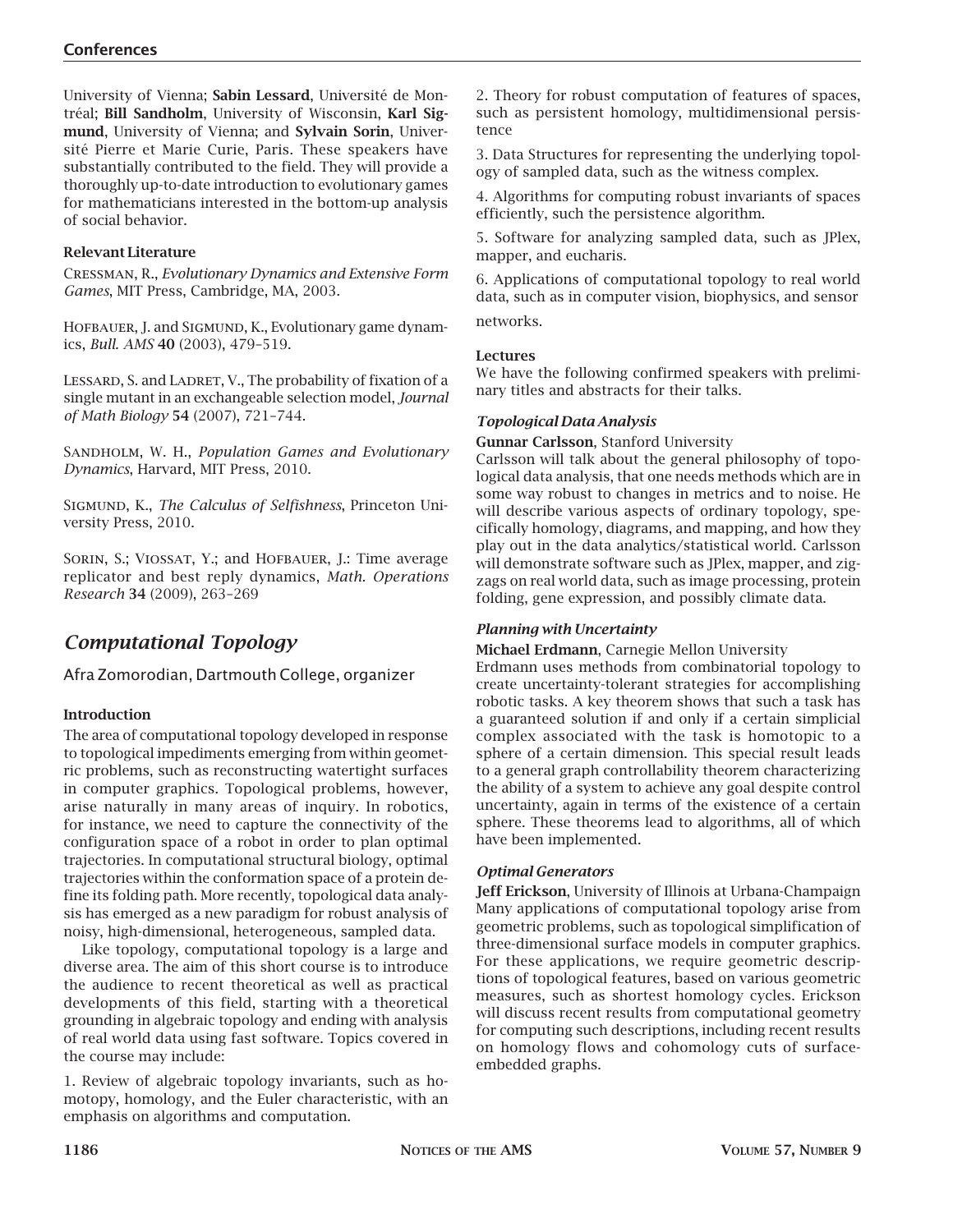University of Vienna; **Sabin Lessard**, Université de Montréal; **Bill Sandholm**, University of Wisconsin, **Karl Sigmund**, University of Vienna; and **Sylvain Sorin**, Université Pierre et Marie Curie, Paris. These speakers have substantially contributed to the field. They will provide a thoroughly up-to-date introduction to evolutionary games for mathematicians interested in the bottom-up analysis of social behavior.

#### Relevant Literature

Cressman, R., *Evolutionary Dynamics and Extensive Form Games*, MIT Press, Cambridge, MA, 2003.

Hofbauer, J. and Sigmund, K., Evolutionary game dynamics, *Bull. AMS* **40** (2003), 479–519.

Lessard, S. and Ladret, V., The probability of fixation of a single mutant in an exchangeable selection model, *Journal of Math Biology* **54** (2007), 721–744.

Sandholm, W. H., *Population Games and Evolutionary Dynamics*, Harvard, MIT Press, 2010.

Sigmund, K., *The Calculus of Selfishness*, Princeton University Press, 2010.

Sorin, S.; Viossat, Y.; and Hofbauer, J.: Time average replicator and best reply dynamics, *Math. Operations Research* **34** (2009), 263–269

## *Computational Topology*

Afra Zomorodian, Dartmouth College, organizer

#### Introduction

The area of computational topology developed in response to topological impediments emerging from within geometric problems, such as reconstructing watertight surfaces in computer graphics. Topological problems, however, arise naturally in many areas of inquiry. In robotics, for instance, we need to capture the connectivity of the configuration space of a robot in order to plan optimal trajectories. In computational structural biology, optimal trajectories within the conformation space of a protein define its folding path. More recently, topological data analysis has emerged as a new paradigm for robust analysis of noisy, high-dimensional, heterogeneous, sampled data.

Like topology, computational topology is a large and diverse area. The aim of this short course is to introduce the audience to recent theoretical as well as practical developments of this field, starting with a theoretical grounding in algebraic topology and ending with analysis of real world data using fast software. Topics covered in the course may include:

1. Review of algebraic topology invariants, such as homotopy, homology, and the Euler characteristic, with an emphasis on algorithms and computation.

2. Theory for robust computation of features of spaces, such as persistent homology, multidimensional persistence

3. Data Structures for representing the underlying topology of sampled data, such as the witness complex.

4. Algorithms for computing robust invariants of spaces efficiently, such the persistence algorithm.

5. Software for analyzing sampled data, such as JPlex, mapper, and eucharis.

6. Applications of computational topology to real world data, such as in computer vision, biophysics, and sensor networks.

#### Lectures

We have the following confirmed speakers with preliminary titles and abstracts for their talks.

#### *Topological Data Analysis*

**Gunnar Carlsson**, Stanford University

Carlsson will talk about the general philosophy of topological data analysis, that one needs methods which are in some way robust to changes in metrics and to noise. He will describe various aspects of ordinary topology, specifically homology, diagrams, and mapping, and how they play out in the data analytics/statistical world. Carlsson will demonstrate software such as JPlex, mapper, and zigzags on real world data, such as image processing, protein folding, gene expression, and possibly climate data.

#### *Planning with Uncertainty*

**Michael Erdmann**, Carnegie Mellon University

Erdmann uses methods from combinatorial topology to create uncertainty-tolerant strategies for accomplishing robotic tasks. A key theorem shows that such a task has a guaranteed solution if and only if a certain simplicial complex associated with the task is homotopic to a sphere of a certain dimension. This special result leads to a general graph controllability theorem characterizing the ability of a system to achieve any goal despite control uncertainty, again in terms of the existence of a certain sphere. These theorems lead to algorithms, all of which have been implemented.

#### *Optimal Generators*

**Jeff Erickson**, University of Illinois at Urbana-Champaign

Many applications of computational topology arise from geometric problems, such as topological simplification of three-dimensional surface models in computer graphics. For these applications, we require geometric descriptions of topological features, based on various geometric measures, such as shortest homology cycles. Erickson will discuss recent results from computational geometry for computing such descriptions, including recent results on homology flows and cohomology cuts of surface-embedded graphs.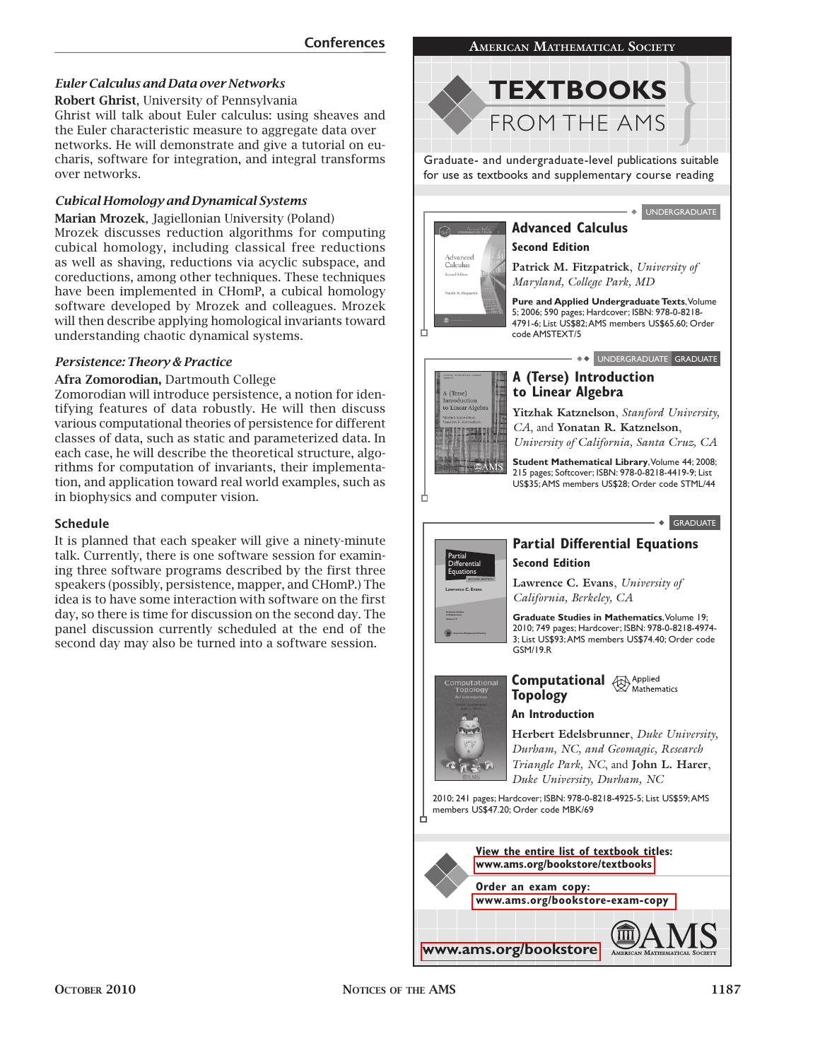### *Euler Calculus and Data over Networks*

**Robert Ghrist**, University of Pennsylvania

Ghrist will talk about Euler calculus: using sheaves and the Euler characteristic measure to aggregate data over networks. He will demonstrate and give a tutorial on eucharis, software for integration, and integral transforms over networks.

### *Cubical Homology and Dynamical Systems*

**Marian Mrozek**, Jagiellonian University (Poland)

Mrozek discusses reduction algorithms for computing cubical homology, including classical free reductions as well as shaving, reductions via acyclic subspace, and coreductions, among other techniques. These techniques have been implemented in CHomP, a cubical homology software developed by Mrozek and colleagues. Mrozek will then describe applying homological invariants toward understanding chaotic dynamical systems.

### *Persistence: Theory & Practice*

**Afra Zomorodian,** Dartmouth College

Zomorodian will introduce persistence, a notion for identifying features of data robustly. He will then discuss various computational theories of persistence for different classes of data, such as static and parameterized data. In each case, he will describe the theoretical structure, algorithms for computation of invariants, their implementation, and application toward real world examples, such as in biophysics and computer vision.

### Schedule

It is planned that each speaker will give a ninety-minute talk. Currently, there is one software session for examining three software programs described by the first three speakers (possibly, persistence, mapper, and CHomP.) The idea is to have some interaction with software on the first day, so that there is time for discussion on the second day. The panel discussion currently scheduled at the end of the second day may also be turned into a software session.

---

AMERICAN MATHEMATICAL SOCIETY

# TEXTBOOKS FROM THE AMS

Graduate- and undergraduate-level publications suitable for use as textbooks and supplementary course reading

UNDERGRADUATE

**Advanced Calculus**

**Second Edition**

**Patrick M. Fitzpatrick**, *University of Maryland, College Park, MD*

**Pure and Applied Undergraduate Texts**, Volume 5; 2006; 590 pages; Hardcover; ISBN: 978-0-8218-4791-6; List US$82; AMS members US$65.60; Order code AMSTEXT/5

UNDERGRADUATE GRADUATE

**A (Terse) Introduction to Linear Algebra**

**Yitzhak Katznelson**, *Stanford University, CA*, and **Yonatan R. Katznelson**, *University of California, Santa Cruz, CA*

**Student Mathematical Library**, Volume 44; 2008; 215 pages; Softcover; ISBN: 978-0-8218-4419-9; List US$35; AMS members US$28; Order code STML/44

GRADUATE

**Partial Differential Equations**

**Second Edition**

**Lawrence C. Evans**, *University of California, Berkeley, CA*

**Graduate Studies in Mathematics**, Volume 19; 2010; 749 pages; Hardcover; ISBN: 978-0-8218-4974-3; List US$93; AMS members US$74.40; Order code GSM/19.R

**Computational Topology**

Applied Mathematics

**An Introduction**

**Herbert Edelsbrunner**, *Duke University, Durham, NC, and Geomagic, Research Triangle Park, NC*, and **John L. Harer**, *Duke University, Durham, NC*

2010; 241 pages; Hardcover; ISBN: 978-0-8218-4925-5; List US$59; AMS members US$47.20; Order code MBK/69

**View the entire list of textbook titles:**
**www.ams.org/bookstore/textbooks**

**Order an exam copy:**
**www.ams.org/bookstore-exam-copy**

**www.ams.org/bookstore**

AMS AMERICAN MATHEMATICAL SOCIETY